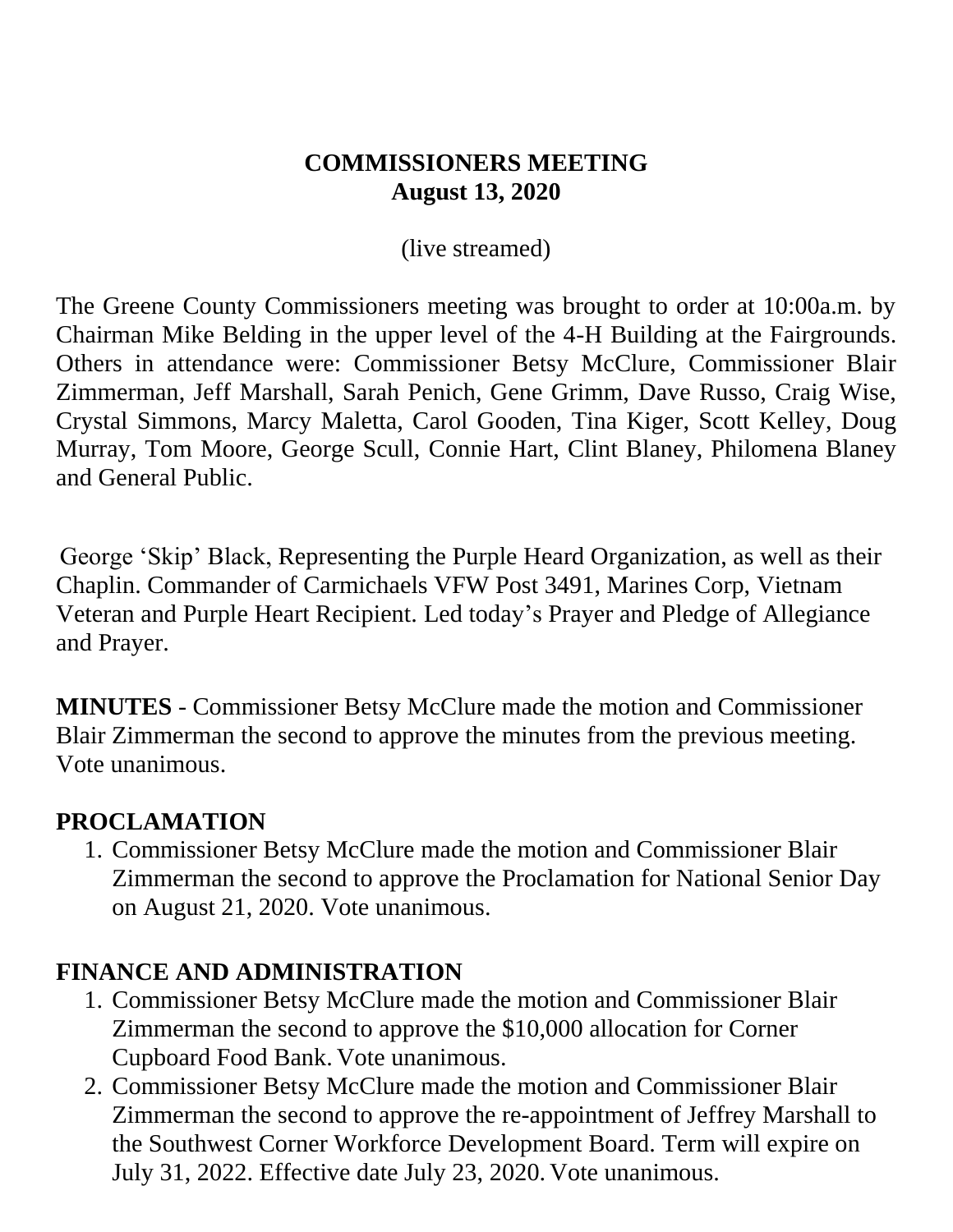# COMMISSIONERS MEETING
## August 13, 2020

(live streamed)

The Greene County Commissioners meeting was brought to order at 10:00a.m. by Chairman Mike Belding in the upper level of the 4-H Building at the Fairgrounds. Others in attendance were: Commissioner Betsy McClure, Commissioner Blair Zimmerman, Jeff Marshall, Sarah Penich, Gene Grimm, Dave Russo, Craig Wise, Crystal Simmons, Marcy Maletta, Carol Gooden, Tina Kiger, Scott Kelley, Doug Murray, Tom Moore, George Scull, Connie Hart, Clint Blaney, Philomena Blaney and General Public.

George 'Skip' Black, Representing the Purple Heard Organization, as well as their Chaplin. Commander of Carmichaels VFW Post 3491, Marines Corp, Vietnam Veteran and Purple Heart Recipient. Led today's Prayer and Pledge of Allegiance and Prayer.

**MINUTES** - Commissioner Betsy McClure made the motion and Commissioner Blair Zimmerman the second to approve the minutes from the previous meeting. Vote unanimous.

**PROCLAMATION**

1. Commissioner Betsy McClure made the motion and Commissioner Blair Zimmerman the second to approve the Proclamation for National Senior Day on August 21, 2020. Vote unanimous.

**FINANCE AND ADMINISTRATION**

1. Commissioner Betsy McClure made the motion and Commissioner Blair Zimmerman the second to approve the $10,000 allocation for Corner Cupboard Food Bank. Vote unanimous.
2. Commissioner Betsy McClure made the motion and Commissioner Blair Zimmerman the second to approve the re-appointment of Jeffrey Marshall to the Southwest Corner Workforce Development Board. Term will expire on July 31, 2022. Effective date July 23, 2020. Vote unanimous.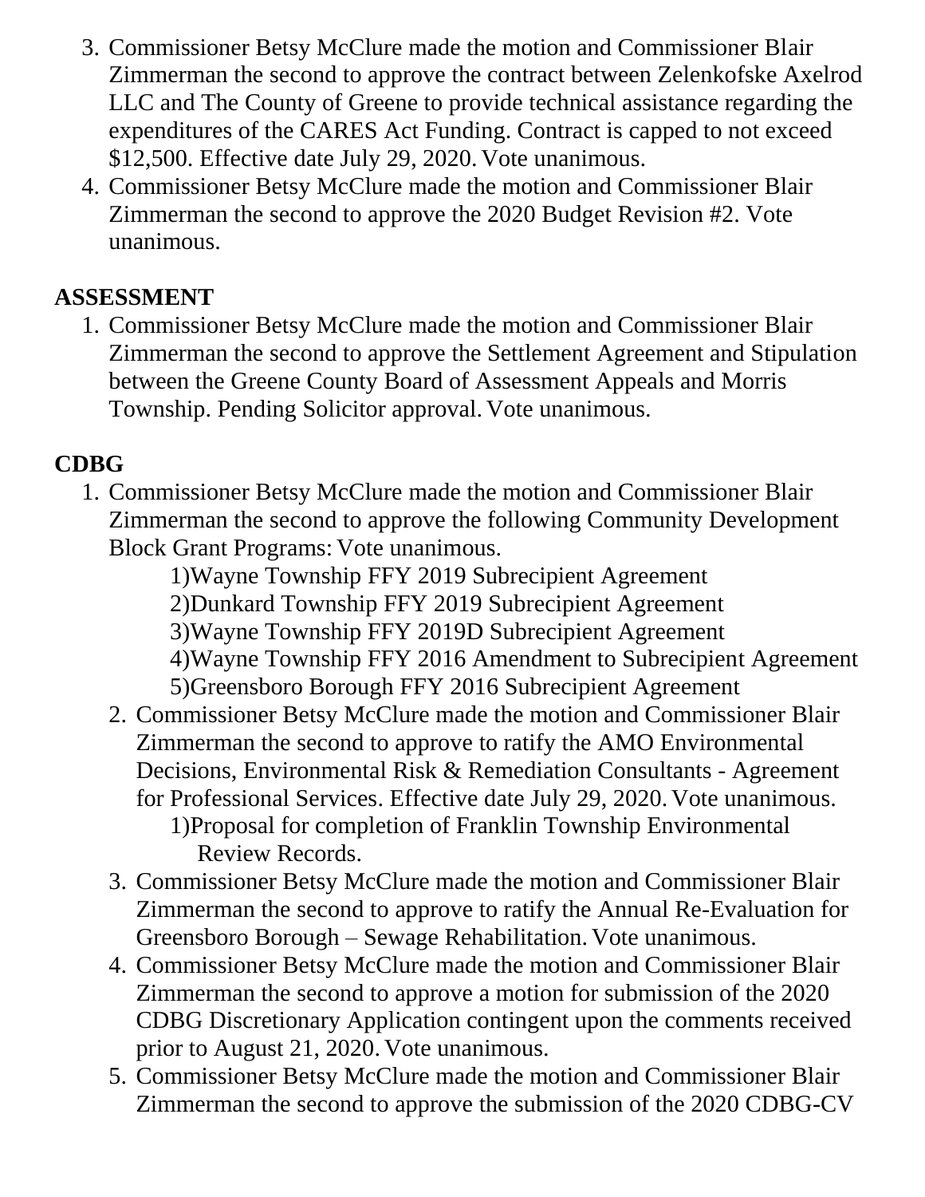3. Commissioner Betsy McClure made the motion and Commissioner Blair Zimmerman the second to approve the contract between Zelenkofske Axelrod LLC and The County of Greene to provide technical assistance regarding the expenditures of the CARES Act Funding. Contract is capped to not exceed $12,500. Effective date July 29, 2020. Vote unanimous.
4. Commissioner Betsy McClure made the motion and Commissioner Blair Zimmerman the second to approve the 2020 Budget Revision #2. Vote unanimous.

**ASSESSMENT**

1. Commissioner Betsy McClure made the motion and Commissioner Blair Zimmerman the second to approve the Settlement Agreement and Stipulation between the Greene County Board of Assessment Appeals and Morris Township. Pending Solicitor approval. Vote unanimous.

**CDBG**

1. Commissioner Betsy McClure made the motion and Commissioner Blair Zimmerman the second to approve the following Community Development Block Grant Programs: Vote unanimous.
   1)Wayne Township FFY 2019 Subrecipient Agreement
   2)Dunkard Township FFY 2019 Subrecipient Agreement
   3)Wayne Township FFY 2019D Subrecipient Agreement
   4)Wayne Township FFY 2016 Amendment to Subrecipient Agreement
   5)Greensboro Borough FFY 2016 Subrecipient Agreement
2. Commissioner Betsy McClure made the motion and Commissioner Blair Zimmerman the second to approve to ratify the AMO Environmental Decisions, Environmental Risk & Remediation Consultants - Agreement for Professional Services. Effective date July 29, 2020. Vote unanimous.
   1)Proposal for completion of Franklin Township Environmental Review Records.
3. Commissioner Betsy McClure made the motion and Commissioner Blair Zimmerman the second to approve to ratify the Annual Re-Evaluation for Greensboro Borough – Sewage Rehabilitation. Vote unanimous.
4. Commissioner Betsy McClure made the motion and Commissioner Blair Zimmerman the second to approve a motion for submission of the 2020 CDBG Discretionary Application contingent upon the comments received prior to August 21, 2020. Vote unanimous.
5. Commissioner Betsy McClure made the motion and Commissioner Blair Zimmerman the second to approve the submission of the 2020 CDBG-CV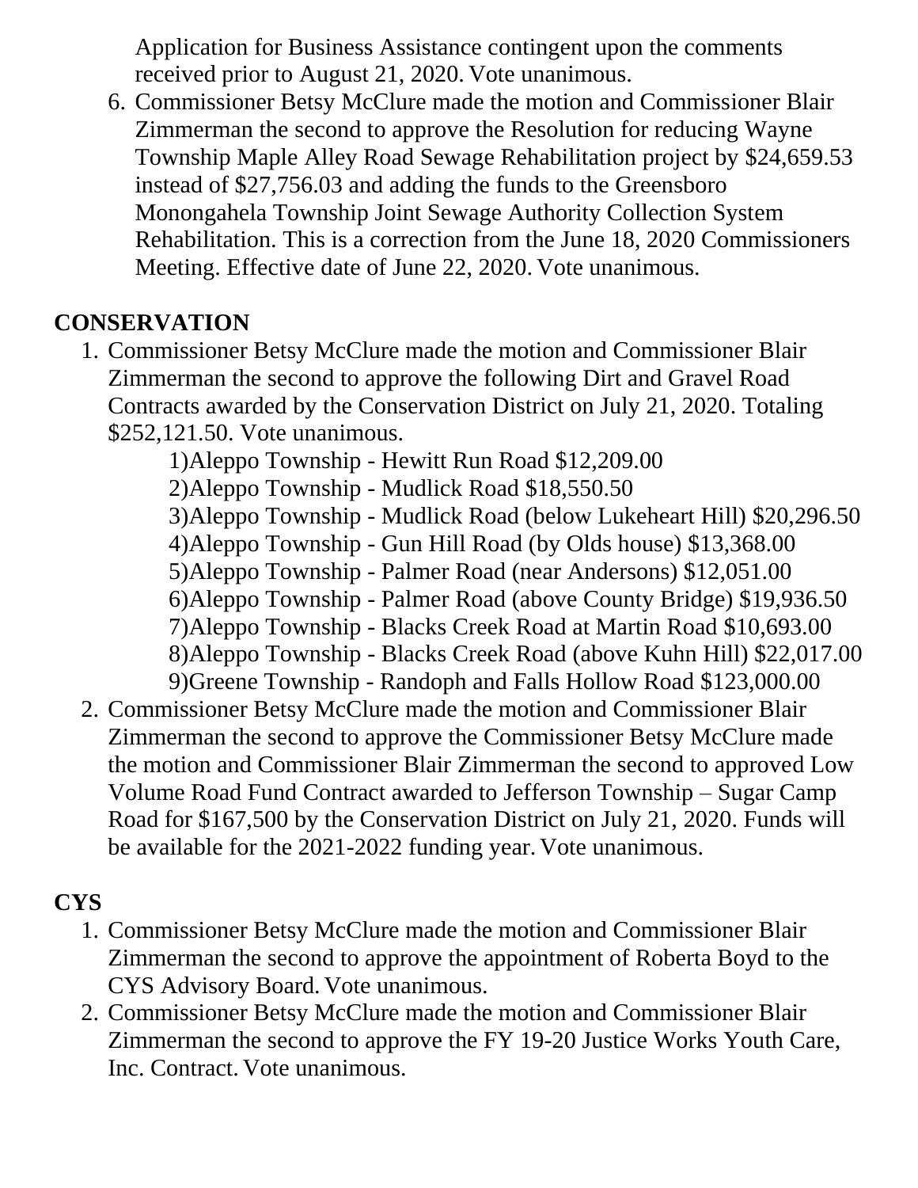Application for Business Assistance contingent upon the comments received prior to August 21, 2020. Vote unanimous.

6. Commissioner Betsy McClure made the motion and Commissioner Blair Zimmerman the second to approve the Resolution for reducing Wayne Township Maple Alley Road Sewage Rehabilitation project by $24,659.53 instead of $27,756.03 and adding the funds to the Greensboro Monongahela Township Joint Sewage Authority Collection System Rehabilitation. This is a correction from the June 18, 2020 Commissioners Meeting. Effective date of June 22, 2020. Vote unanimous.

## CONSERVATION

1. Commissioner Betsy McClure made the motion and Commissioner Blair Zimmerman the second to approve the following Dirt and Gravel Road Contracts awarded by the Conservation District on July 21, 2020. Totaling $252,121.50. Vote unanimous.
   1)Aleppo Township - Hewitt Run Road $12,209.00
   2)Aleppo Township - Mudlick Road $18,550.50
   3)Aleppo Township - Mudlick Road (below Lukeheart Hill) $20,296.50
   4)Aleppo Township - Gun Hill Road (by Olds house) $13,368.00
   5)Aleppo Township - Palmer Road (near Andersons) $12,051.00
   6)Aleppo Township - Palmer Road (above County Bridge) $19,936.50
   7)Aleppo Township - Blacks Creek Road at Martin Road $10,693.00
   8)Aleppo Township - Blacks Creek Road (above Kuhn Hill) $22,017.00
   9)Greene Township - Randoph and Falls Hollow Road $123,000.00
2. Commissioner Betsy McClure made the motion and Commissioner Blair Zimmerman the second to approve the Commissioner Betsy McClure made the motion and Commissioner Blair Zimmerman the second to approved Low Volume Road Fund Contract awarded to Jefferson Township – Sugar Camp Road for $167,500 by the Conservation District on July 21, 2020. Funds will be available for the 2021-2022 funding year. Vote unanimous.

## CYS

1. Commissioner Betsy McClure made the motion and Commissioner Blair Zimmerman the second to approve the appointment of Roberta Boyd to the CYS Advisory Board. Vote unanimous.
2. Commissioner Betsy McClure made the motion and Commissioner Blair Zimmerman the second to approve the FY 19-20 Justice Works Youth Care, Inc. Contract. Vote unanimous.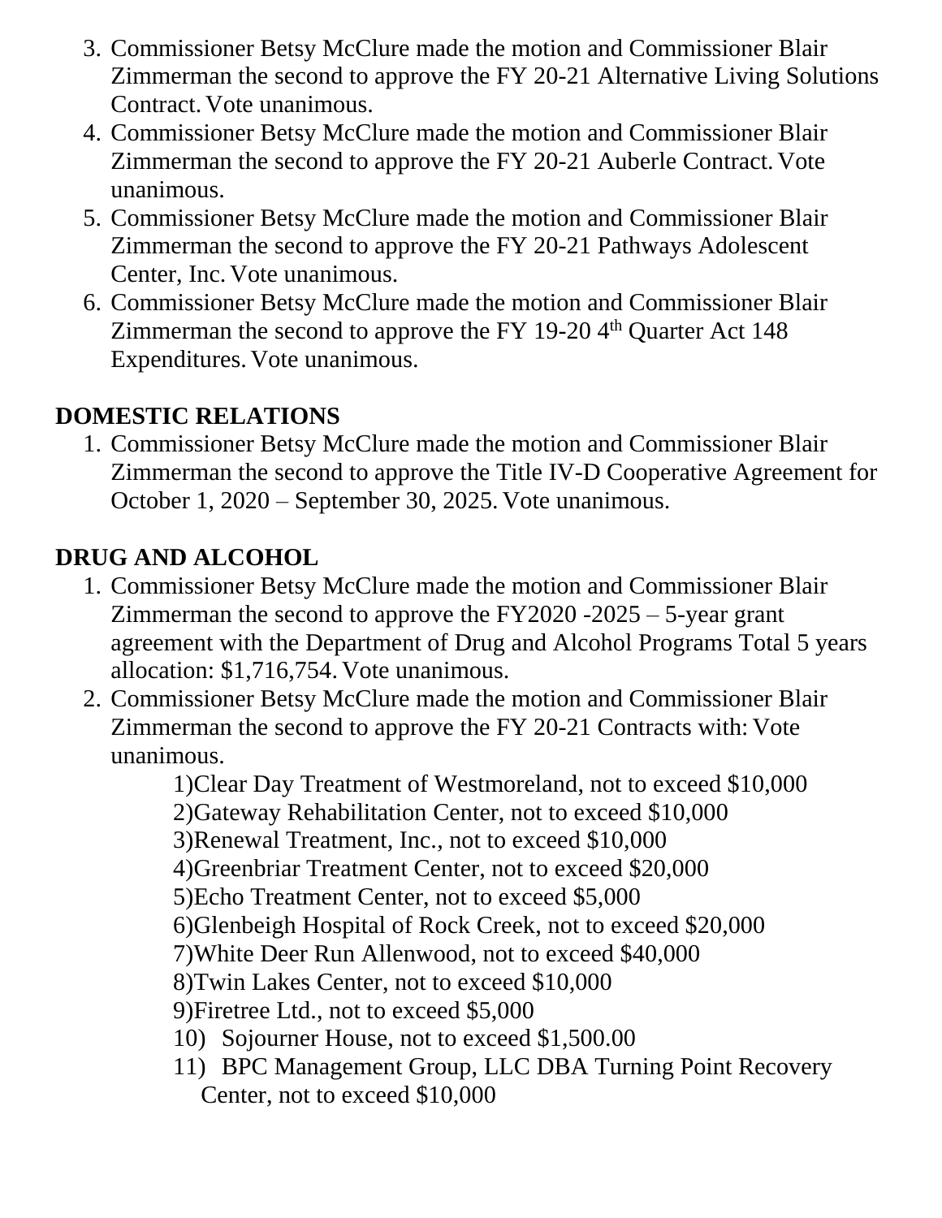3. Commissioner Betsy McClure made the motion and Commissioner Blair Zimmerman the second to approve the FY 20-21 Alternative Living Solutions Contract. Vote unanimous.
4. Commissioner Betsy McClure made the motion and Commissioner Blair Zimmerman the second to approve the FY 20-21 Auberle Contract. Vote unanimous.
5. Commissioner Betsy McClure made the motion and Commissioner Blair Zimmerman the second to approve the FY 20-21 Pathways Adolescent Center, Inc. Vote unanimous.
6. Commissioner Betsy McClure made the motion and Commissioner Blair Zimmerman the second to approve the FY 19-20 4th Quarter Act 148 Expenditures. Vote unanimous.

**DOMESTIC RELATIONS**

1. Commissioner Betsy McClure made the motion and Commissioner Blair Zimmerman the second to approve the Title IV-D Cooperative Agreement for October 1, 2020 – September 30, 2025. Vote unanimous.

**DRUG AND ALCOHOL**

1. Commissioner Betsy McClure made the motion and Commissioner Blair Zimmerman the second to approve the FY2020 -2025 – 5-year grant agreement with the Department of Drug and Alcohol Programs Total 5 years allocation: $1,716,754. Vote unanimous.
2. Commissioner Betsy McClure made the motion and Commissioner Blair Zimmerman the second to approve the FY 20-21 Contracts with: Vote unanimous.
    1)Clear Day Treatment of Westmoreland, not to exceed $10,000
    2)Gateway Rehabilitation Center, not to exceed $10,000
    3)Renewal Treatment, Inc., not to exceed $10,000
    4)Greenbriar Treatment Center, not to exceed $20,000
    5)Echo Treatment Center, not to exceed $5,000
    6)Glenbeigh Hospital of Rock Creek, not to exceed $20,000
    7)White Deer Run Allenwood, not to exceed $40,000
    8)Twin Lakes Center, not to exceed $10,000
    9)Firetree Ltd., not to exceed $5,000
    10) Sojourner House, not to exceed $1,500.00
    11) BPC Management Group, LLC DBA Turning Point Recovery Center, not to exceed $10,000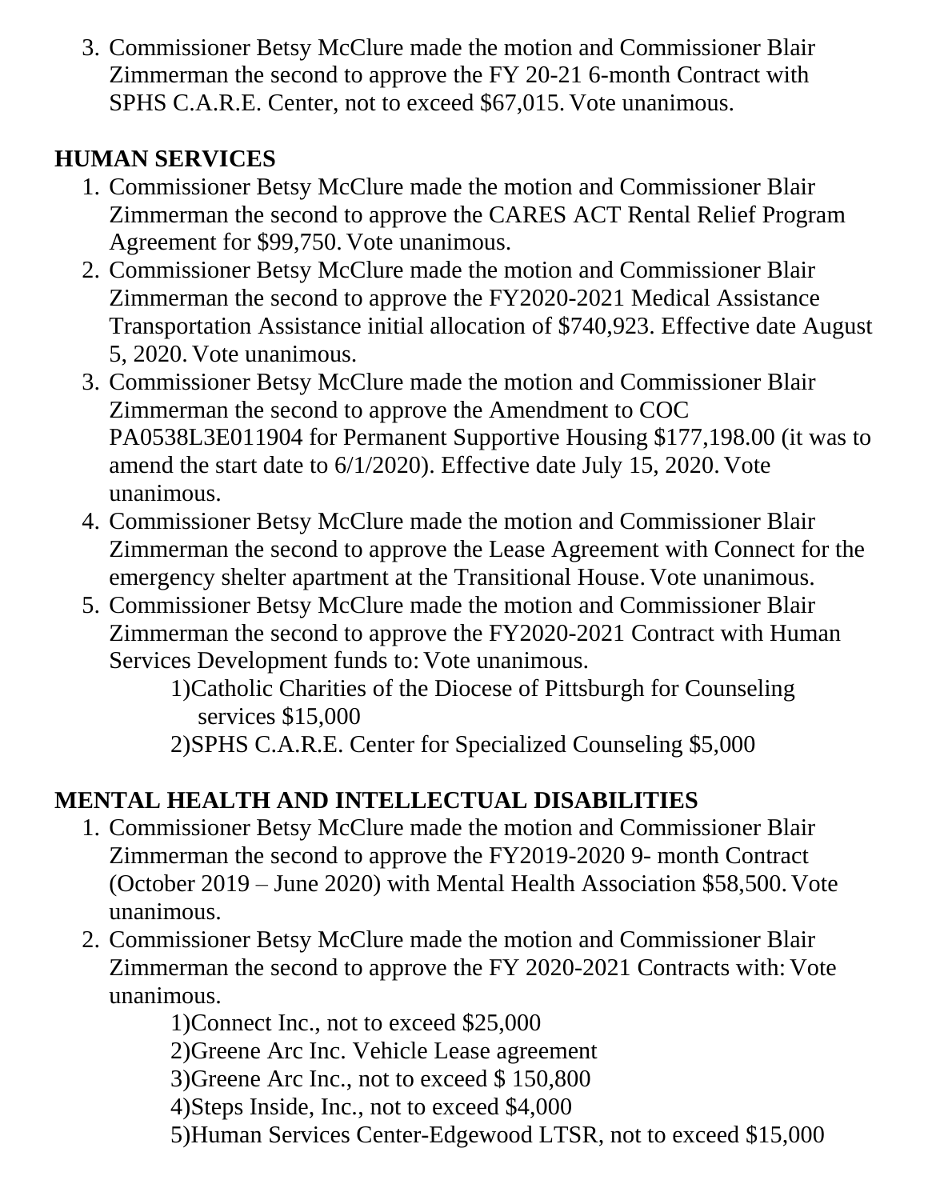3. Commissioner Betsy McClure made the motion and Commissioner Blair Zimmerman the second to approve the FY 20-21 6-month Contract with SPHS C.A.R.E. Center, not to exceed $67,015. Vote unanimous.

**HUMAN SERVICES**

1. Commissioner Betsy McClure made the motion and Commissioner Blair Zimmerman the second to approve the CARES ACT Rental Relief Program Agreement for $99,750. Vote unanimous.
2. Commissioner Betsy McClure made the motion and Commissioner Blair Zimmerman the second to approve the FY2020-2021 Medical Assistance Transportation Assistance initial allocation of $740,923. Effective date August 5, 2020. Vote unanimous.
3. Commissioner Betsy McClure made the motion and Commissioner Blair Zimmerman the second to approve the Amendment to COC PA0538L3E011904 for Permanent Supportive Housing $177,198.00 (it was to amend the start date to 6/1/2020). Effective date July 15, 2020. Vote unanimous.
4. Commissioner Betsy McClure made the motion and Commissioner Blair Zimmerman the second to approve the Lease Agreement with Connect for the emergency shelter apartment at the Transitional House. Vote unanimous.
5. Commissioner Betsy McClure made the motion and Commissioner Blair Zimmerman the second to approve the FY2020-2021 Contract with Human Services Development funds to: Vote unanimous.
    1)Catholic Charities of the Diocese of Pittsburgh for Counseling services $15,000
    2)SPHS C.A.R.E. Center for Specialized Counseling $5,000

**MENTAL HEALTH AND INTELLECTUAL DISABILITIES**

1. Commissioner Betsy McClure made the motion and Commissioner Blair Zimmerman the second to approve the FY2019-2020 9- month Contract (October 2019 – June 2020) with Mental Health Association $58,500. Vote unanimous.
2. Commissioner Betsy McClure made the motion and Commissioner Blair Zimmerman the second to approve the FY 2020-2021 Contracts with: Vote unanimous.
    1)Connect Inc., not to exceed $25,000
    2)Greene Arc Inc. Vehicle Lease agreement
    3)Greene Arc Inc., not to exceed $ 150,800
    4)Steps Inside, Inc., not to exceed $4,000
    5)Human Services Center-Edgewood LTSR, not to exceed $15,000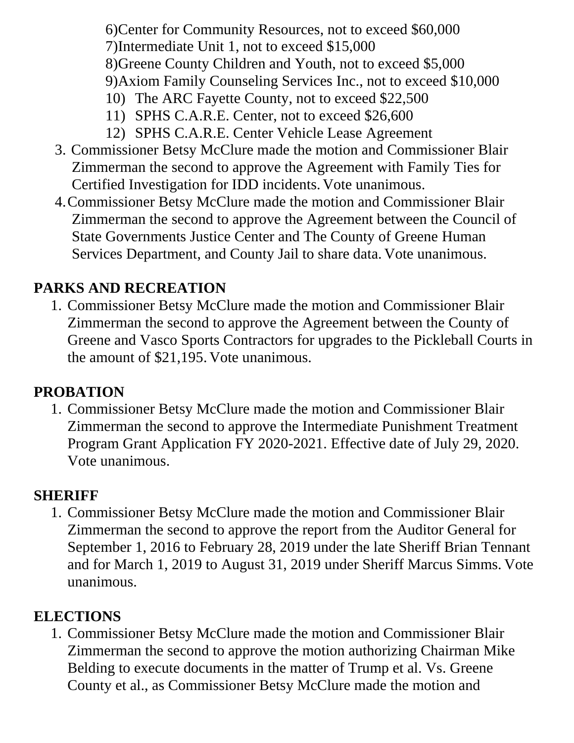6)Center for Community Resources, not to exceed $60,000
7)Intermediate Unit 1, not to exceed $15,000
8)Greene County Children and Youth, not to exceed $5,000
9)Axiom Family Counseling Services Inc., not to exceed $10,000
10) The ARC Fayette County, not to exceed $22,500
11) SPHS C.A.R.E. Center, not to exceed $26,600
12) SPHS C.A.R.E. Center Vehicle Lease Agreement

3. Commissioner Betsy McClure made the motion and Commissioner Blair Zimmerman the second to approve the Agreement with Family Ties for Certified Investigation for IDD incidents. Vote unanimous.
4. Commissioner Betsy McClure made the motion and Commissioner Blair Zimmerman the second to approve the Agreement between the Council of State Governments Justice Center and The County of Greene Human Services Department, and County Jail to share data. Vote unanimous.

**PARKS AND RECREATION**

1. Commissioner Betsy McClure made the motion and Commissioner Blair Zimmerman the second to approve the Agreement between the County of Greene and Vasco Sports Contractors for upgrades to the Pickleball Courts in the amount of $21,195. Vote unanimous.

**PROBATION**

1. Commissioner Betsy McClure made the motion and Commissioner Blair Zimmerman the second to approve the Intermediate Punishment Treatment Program Grant Application FY 2020-2021. Effective date of July 29, 2020. Vote unanimous.

**SHERIFF**

1. Commissioner Betsy McClure made the motion and Commissioner Blair Zimmerman the second to approve the report from the Auditor General for September 1, 2016 to February 28, 2019 under the late Sheriff Brian Tennant and for March 1, 2019 to August 31, 2019 under Sheriff Marcus Simms. Vote unanimous.

**ELECTIONS**

1. Commissioner Betsy McClure made the motion and Commissioner Blair Zimmerman the second to approve the motion authorizing Chairman Mike Belding to execute documents in the matter of Trump et al. Vs. Greene County et al., as Commissioner Betsy McClure made the motion and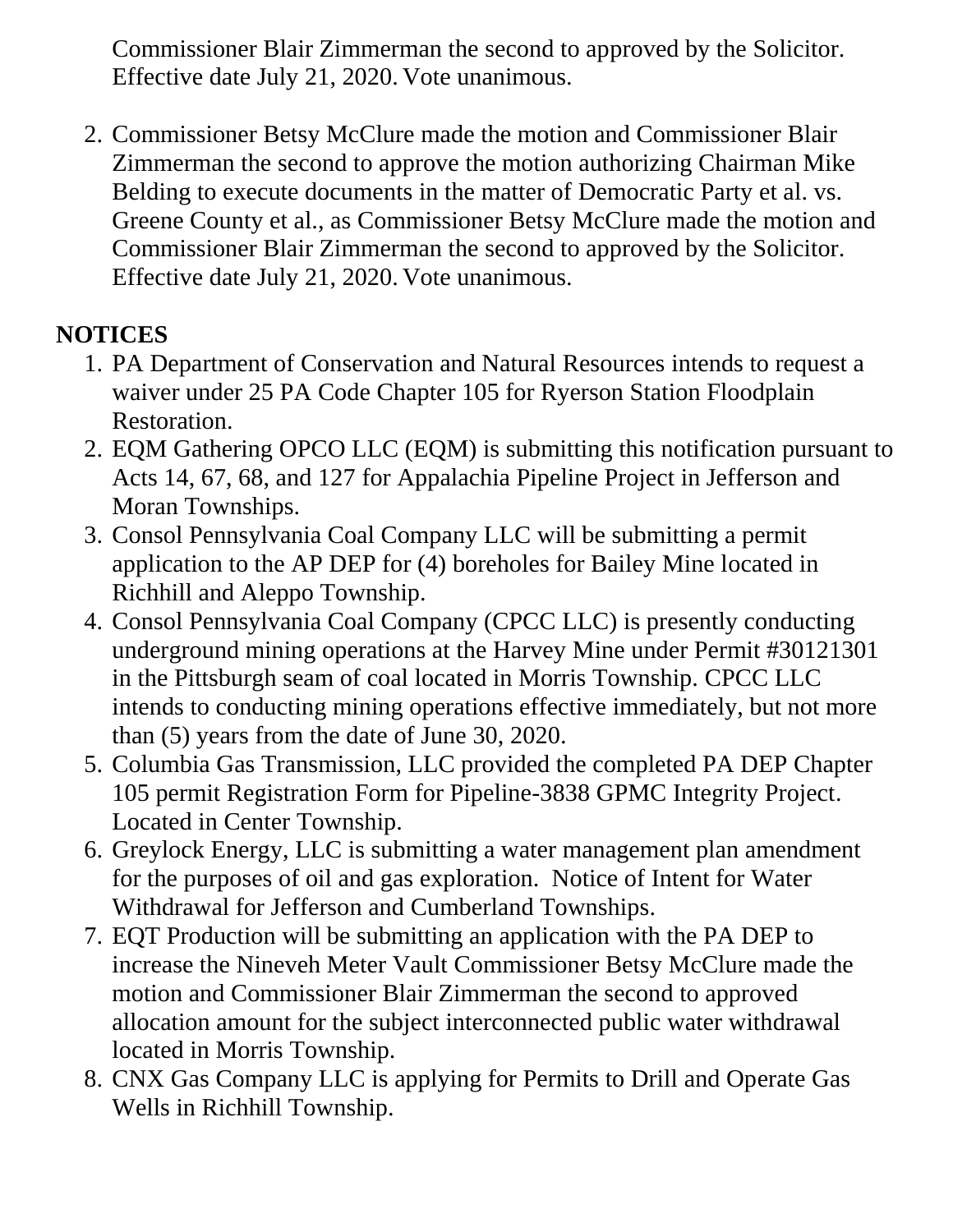Commissioner Blair Zimmerman the second to approved by the Solicitor. Effective date July 21, 2020. Vote unanimous.

2. Commissioner Betsy McClure made the motion and Commissioner Blair Zimmerman the second to approve the motion authorizing Chairman Mike Belding to execute documents in the matter of Democratic Party et al. vs. Greene County et al., as Commissioner Betsy McClure made the motion and Commissioner Blair Zimmerman the second to approved by the Solicitor. Effective date July 21, 2020. Vote unanimous.

**NOTICES**

1. PA Department of Conservation and Natural Resources intends to request a waiver under 25 PA Code Chapter 105 for Ryerson Station Floodplain Restoration.
2. EQM Gathering OPCO LLC (EQM) is submitting this notification pursuant to Acts 14, 67, 68, and 127 for Appalachia Pipeline Project in Jefferson and Moran Townships.
3. Consol Pennsylvania Coal Company LLC will be submitting a permit application to the AP DEP for (4) boreholes for Bailey Mine located in Richhill and Aleppo Township.
4. Consol Pennsylvania Coal Company (CPCC LLC) is presently conducting underground mining operations at the Harvey Mine under Permit #30121301 in the Pittsburgh seam of coal located in Morris Township. CPCC LLC intends to conducting mining operations effective immediately, but not more than (5) years from the date of June 30, 2020.
5. Columbia Gas Transmission, LLC provided the completed PA DEP Chapter 105 permit Registration Form for Pipeline-3838 GPMC Integrity Project. Located in Center Township.
6. Greylock Energy, LLC is submitting a water management plan amendment for the purposes of oil and gas exploration. Notice of Intent for Water Withdrawal for Jefferson and Cumberland Townships.
7. EQT Production will be submitting an application with the PA DEP to increase the Nineveh Meter Vault Commissioner Betsy McClure made the motion and Commissioner Blair Zimmerman the second to approved allocation amount for the subject interconnected public water withdrawal located in Morris Township.
8. CNX Gas Company LLC is applying for Permits to Drill and Operate Gas Wells in Richhill Township.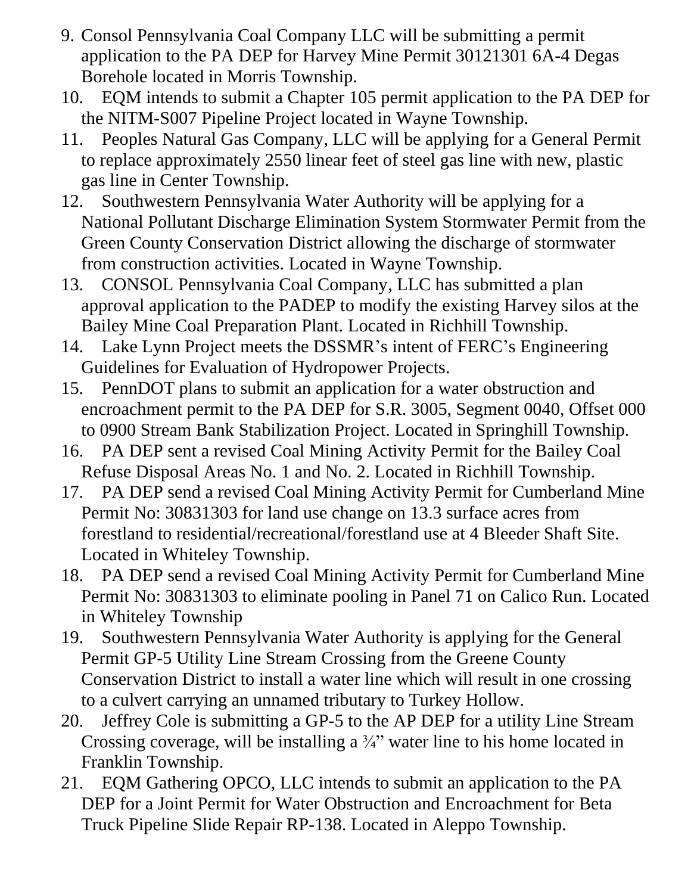9. Consol Pennsylvania Coal Company LLC will be submitting a permit application to the PA DEP for Harvey Mine Permit 30121301 6A-4 Degas Borehole located in Morris Township.
10. EQM intends to submit a Chapter 105 permit application to the PA DEP for the NITM-S007 Pipeline Project located in Wayne Township.
11. Peoples Natural Gas Company, LLC will be applying for a General Permit to replace approximately 2550 linear feet of steel gas line with new, plastic gas line in Center Township.
12. Southwestern Pennsylvania Water Authority will be applying for a National Pollutant Discharge Elimination System Stormwater Permit from the Green County Conservation District allowing the discharge of stormwater from construction activities. Located in Wayne Township.
13. CONSOL Pennsylvania Coal Company, LLC has submitted a plan approval application to the PADEP to modify the existing Harvey silos at the Bailey Mine Coal Preparation Plant. Located in Richhill Township.
14. Lake Lynn Project meets the DSSMR's intent of FERC's Engineering Guidelines for Evaluation of Hydropower Projects.
15. PennDOT plans to submit an application for a water obstruction and encroachment permit to the PA DEP for S.R. 3005, Segment 0040, Offset 000 to 0900 Stream Bank Stabilization Project. Located in Springhill Township.
16. PA DEP sent a revised Coal Mining Activity Permit for the Bailey Coal Refuse Disposal Areas No. 1 and No. 2. Located in Richhill Township.
17. PA DEP send a revised Coal Mining Activity Permit for Cumberland Mine Permit No: 30831303 for land use change on 13.3 surface acres from forestland to residential/recreational/forestland use at 4 Bleeder Shaft Site. Located in Whiteley Township.
18. PA DEP send a revised Coal Mining Activity Permit for Cumberland Mine Permit No: 30831303 to eliminate pooling in Panel 71 on Calico Run. Located in Whiteley Township
19. Southwestern Pennsylvania Water Authority is applying for the General Permit GP-5 Utility Line Stream Crossing from the Greene County Conservation District to install a water line which will result in one crossing to a culvert carrying an unnamed tributary to Turkey Hollow.
20. Jeffrey Cole is submitting a GP-5 to the AP DEP for a utility Line Stream Crossing coverage, will be installing a ¾" water line to his home located in Franklin Township.
21. EQM Gathering OPCO, LLC intends to submit an application to the PA DEP for a Joint Permit for Water Obstruction and Encroachment for Beta Truck Pipeline Slide Repair RP-138. Located in Aleppo Township.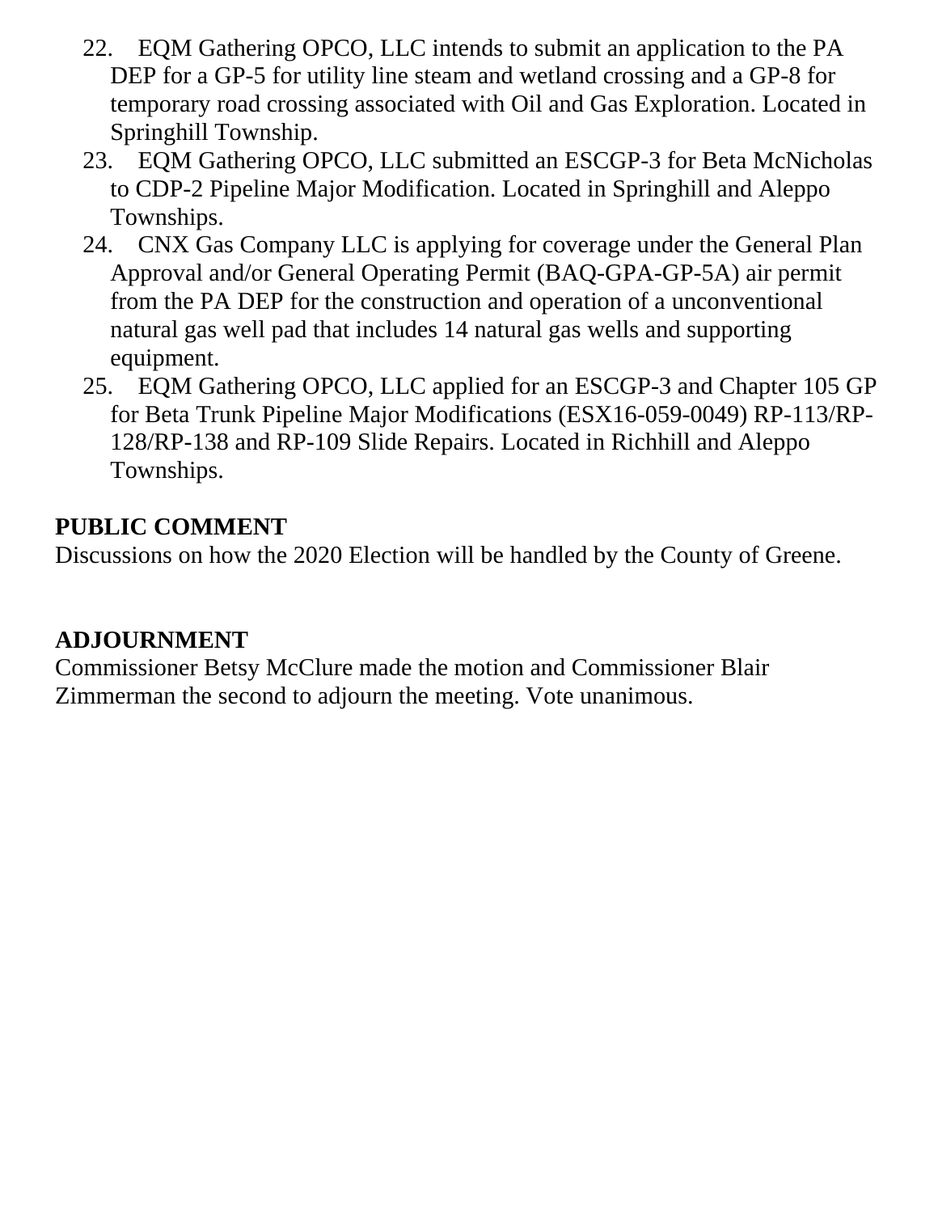22. EQM Gathering OPCO, LLC intends to submit an application to the PA DEP for a GP-5 for utility line steam and wetland crossing and a GP-8 for temporary road crossing associated with Oil and Gas Exploration. Located in Springhill Township.
23. EQM Gathering OPCO, LLC submitted an ESCGP-3 for Beta McNicholas to CDP-2 Pipeline Major Modification. Located in Springhill and Aleppo Townships.
24. CNX Gas Company LLC is applying for coverage under the General Plan Approval and/or General Operating Permit (BAQ-GPA-GP-5A) air permit from the PA DEP for the construction and operation of a unconventional natural gas well pad that includes 14 natural gas wells and supporting equipment.
25. EQM Gathering OPCO, LLC applied for an ESCGP-3 and Chapter 105 GP for Beta Trunk Pipeline Major Modifications (ESX16-059-0049) RP-113/RP-128/RP-138 and RP-109 Slide Repairs. Located in Richhill and Aleppo Townships.

**PUBLIC COMMENT**

Discussions on how the 2020 Election will be handled by the County of Greene.

**ADJOURNMENT**

Commissioner Betsy McClure made the motion and Commissioner Blair Zimmerman the second to adjourn the meeting. Vote unanimous.